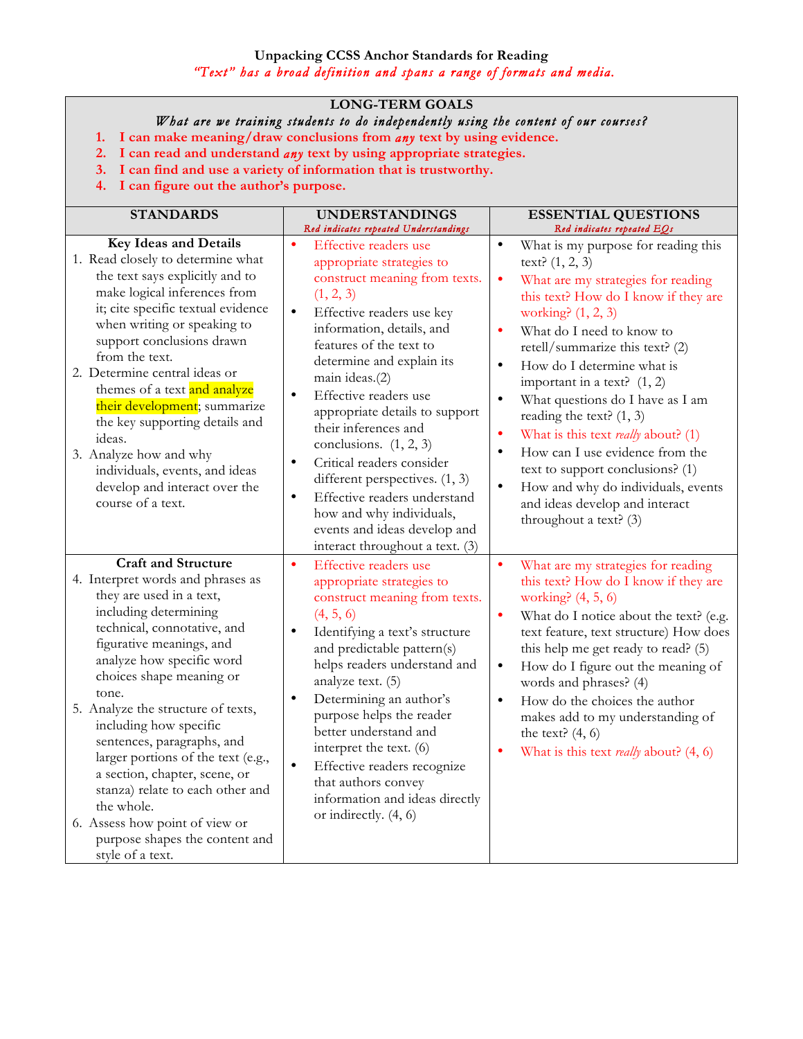# Unpacking CCSS Anchor Standards for Reading

*"Text" has a broad definition and spans a range of formats and media.*

## LONG-TERM GOALS

*What are we training students to do independently using the content of our courses?*

1. **I can make meaning/draw conclusions from *any* text by using evidence.**
2. **I can read and understand *any* text by using appropriate strategies.**
3. **I can find and use a variety of information that is trustworthy.**
4. **I can figure out the author's purpose.**

| STANDARDS | UNDERSTANDINGS<br>*Red indicates repeated Understandings* | ESSENTIAL QUESTIONS<br>*Red indicates repeated EQs* |
|---|---|---|
| **Key Ideas and Details**<br>1. Read closely to determine what the text says explicitly and to make logical inferences from it; cite specific textual evidence when writing or speaking to support conclusions drawn from the text.<br>2. Determine central ideas or themes of a text and analyze their development; summarize the key supporting details and ideas.<br>3. Analyze how and why individuals, events, and ideas develop and interact over the course of a text. | • Effective readers use appropriate strategies to construct meaning from texts. (1, 2, 3)<br>• Effective readers use key information, details, and features of the text to determine and explain its main ideas.(2)<br>• Effective readers use appropriate details to support their inferences and conclusions. (1, 2, 3)<br>• Critical readers consider different perspectives. (1, 3)<br>• Effective readers understand how and why individuals, events and ideas develop and interact throughout a text. (3) | • What is my purpose for reading this text? (1, 2, 3)<br>• What are my strategies for reading this text? How do I know if they are working? (1, 2, 3)<br>• What do I need to know to retell/summarize this text? (2)<br>• How do I determine what is important in a text? (1, 2)<br>• What questions do I have as I am reading the text? (1, 3)<br>• What is this text *really* about? (1)<br>• How can I use evidence from the text to support conclusions? (1)<br>• How and why do individuals, events and ideas develop and interact throughout a text? (3) |
| **Craft and Structure**<br>4. Interpret words and phrases as they are used in a text, including determining technical, connotative, and figurative meanings, and analyze how specific word choices shape meaning or tone.<br>5. Analyze the structure of texts, including how specific sentences, paragraphs, and larger portions of the text (e.g., a section, chapter, scene, or stanza) relate to each other and the whole.<br>6. Assess how point of view or purpose shapes the content and style of a text. | • Effective readers use appropriate strategies to construct meaning from texts. (4, 5, 6)<br>• Identifying a text's structure and predictable pattern(s) helps readers understand and analyze text. (5)<br>• Determining an author's purpose helps the reader better understand and interpret the text. (6)<br>• Effective readers recognize that authors convey information and ideas directly or indirectly. (4, 6) | • What are my strategies for reading this text? How do I know if they are working? (4, 5, 6)<br>• What do I notice about the text? (e.g. text feature, text structure) How does this help me get ready to read? (5)<br>• How do I figure out the meaning of words and phrases? (4)<br>• How do the choices the author makes add to my understanding of the text? (4, 6)<br>• What is this text *really* about? (4, 6) |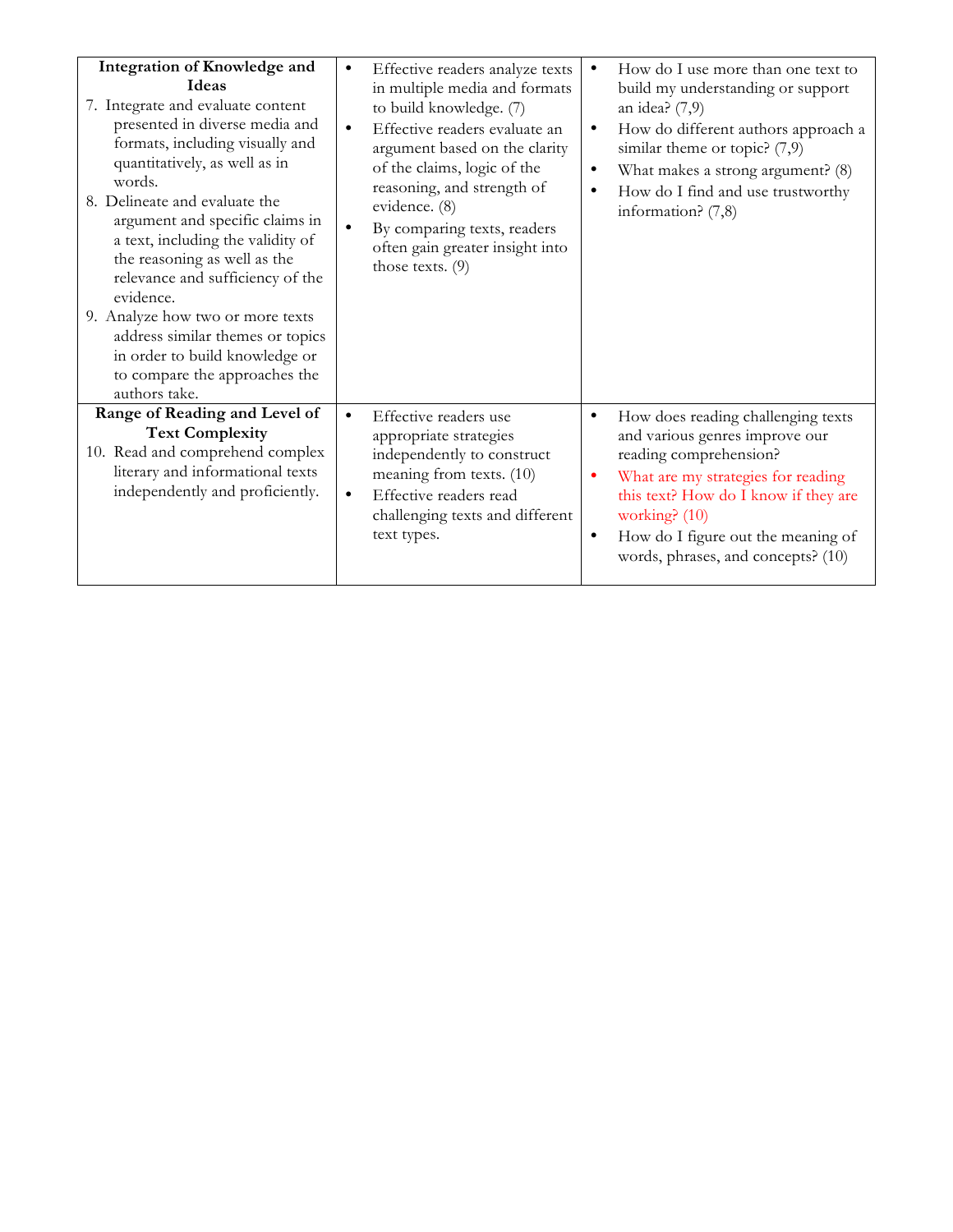| | | |
|---|---|---|
| **Integration of Knowledge and Ideas**<br>7. Integrate and evaluate content presented in diverse media and formats, including visually and quantitatively, as well as in words.<br>8. Delineate and evaluate the argument and specific claims in a text, including the validity of the reasoning as well as the relevance and sufficiency of the evidence.<br>9. Analyze how two or more texts address similar themes or topics in order to build knowledge or to compare the approaches the authors take. | • Effective readers analyze texts in multiple media and formats to build knowledge. (7)<br>• Effective readers evaluate an argument based on the clarity of the claims, logic of the reasoning, and strength of evidence. (8)<br>• By comparing texts, readers often gain greater insight into those texts. (9) | • How do I use more than one text to build my understanding or support an idea? (7,9)<br>• How do different authors approach a similar theme or topic? (7,9)<br>• What makes a strong argument? (8)<br>• How do I find and use trustworthy information? (7,8) |
| **Range of Reading and Level of Text Complexity**<br>10. Read and comprehend complex literary and informational texts independently and proficiently. | • Effective readers use appropriate strategies independently to construct meaning from texts. (10)<br>• Effective readers read challenging texts and different text types. | • How does reading challenging texts and various genres improve our reading comprehension?<br>• What are my strategies for reading this text? How do I know if they are working? (10)<br>• How do I figure out the meaning of words, phrases, and concepts? (10) |